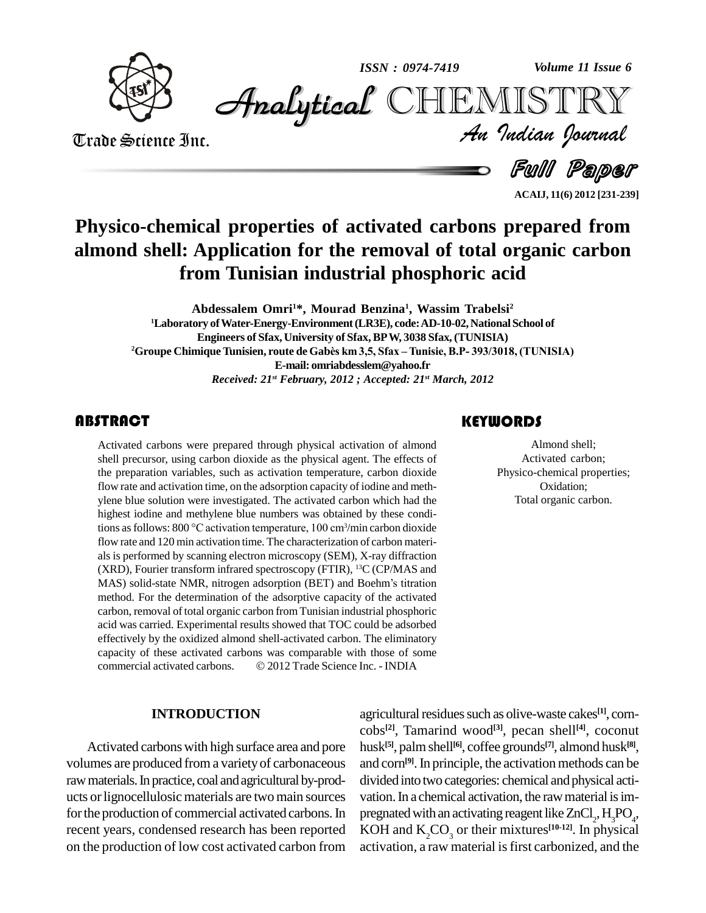# Physico-chemical properties of activated carbons prepared from almond shell: Application for the removal of total organic carbon from Tunisian industrial phosphoric acid

**Abdessalem Omri[1]*, Mourad Benzina[1], Wassim Trabelsi[2]**

[1]Laboratory of Water-Energy-Environment (LR3E), code: AD-10-02, National School of Engineers of Sfax, University of Sfax, BP W, 3038 Sfax, (TUNISIA)

[2]Groupe Chimique Tunisien, route de Gabès km 3,5, Sfax – Tunisie, B.P- 393/3018, (TUNISIA)

E-mail: omriabdesslem@yahoo.fr

*Received: 21st February, 2012 ; Accepted: 21st March, 2012*

## ABSTRACT

Activated carbons were prepared through physical activation of almond shell precursor, using carbon dioxide as the physical agent. The effects of the preparation variables, such as activation temperature, carbon dioxide flow rate and activation time, on the adsorption capacity of iodine and methylene blue solution were investigated. The activated carbon which had the highest iodine and methylene blue numbers was obtained by these conditions as follows: 800 °C activation temperature, 100 $cm^3$/min carbon dioxide flow rate and 120 min activation time. The characterization of carbon materials is performed by scanning electron microscopy (SEM), X-ray diffraction (XRD), Fourier transform infrared spectroscopy (FTIR), $^{13}C$ (CP/MAS and MAS) solid-state NMR, nitrogen adsorption (BET) and Boehm's titration method. For the determination of the adsorptive capacity of the activated carbon, removal of total organic carbon from Tunisian industrial phosphoric acid was carried. Experimental results showed that TOC could be adsorbed effectively by the oxidized almond shell-activated carbon. The eliminatory capacity of these activated carbons was comparable with those of some commercial activated carbons. © 2012 Trade Science Inc. - INDIA

## KEYWORDS

Almond shell;
Activated carbon;
Physico-chemical properties;
Oxidation;
Total organic carbon.

## INTRODUCTION

Activated carbons with high surface area and pore volumes are produced from a variety of carbonaceous raw materials. In practice, coal and agricultural by-products or lignocellulosic materials are two main sources for the production of commercial activated carbons. In recent years, condensed research has been reported on the production of low cost activated carbon from agricultural residues such as olive-waste cakes[1], corncobs[2], Tamarind wood[3], pecan shell[4], coconut husk[5], palm shell[6], coffee grounds[7], almond husk[8], and corn[9]. In principle, the activation methods can be divided into two categories: chemical and physical activation. In a chemical activation, the raw material is impregnated with an activating reagent like $ZnCl_2$, $H_3PO_4$, KOH and $K_2CO_3$ or their mixtures[10-12]. In physical activation, a raw material is first carbonized, and the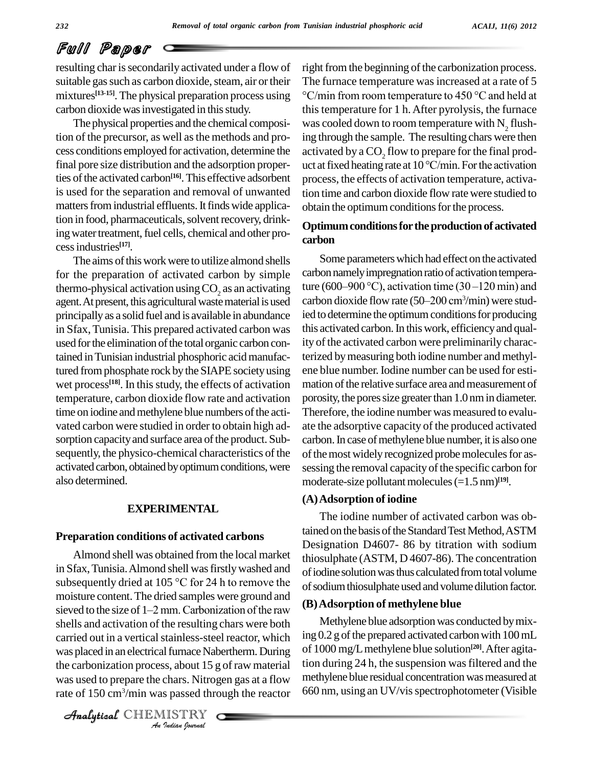resulting char is secondarily activated under a flow of suitable gas such as carbon dioxide, steam, air or their mixtures[13-15]. The physical preparation process using carbon dioxide was investigated in this study.

The physical properties and the chemical composition of the precursor, as well as the methods and process conditions employed for activation, determine the final pore size distribution and the adsorption properties of the activated carbon[16]. This effective adsorbent is used for the separation and removal of unwanted matters from industrial effluents. It finds wide application in food, pharmaceuticals, solvent recovery, drinking water treatment, fuel cells, chemical and other process industries[17].

The aims of this work were to utilize almond shells for the preparation of activated carbon by simple thermo-physical activation using $CO_2$ as an activating agent. At present, this agricultural waste material is used principally as a solid fuel and is available in abundance in Sfax, Tunisia. This prepared activated carbon was used for the elimination of the total organic carbon contained in Tunisian industrial phosphoric acid manufactured from phosphate rock by the SIAPE society using wet process[18]. In this study, the effects of activation temperature, carbon dioxide flow rate and activation time on iodine and methylene blue numbers of the activated carbon were studied in order to obtain high adsorption capacity and surface area of the product. Subsequently, the physico-chemical characteristics of the activated carbon, obtained by optimum conditions, were also determined.

## EXPERIMENTAL

### Preparation conditions of activated carbons

Almond shell was obtained from the local market in Sfax, Tunisia. Almond shell was firstly washed and subsequently dried at 105 °C for 24 h to remove the moisture content. The dried samples were ground and sieved to the size of 1–2 mm. Carbonization of the raw shells and activation of the resulting chars were both carried out in a vertical stainless-steel reactor, which was placed in an electrical furnace Nabertherm. During the carbonization process, about 15 g of raw material was used to prepare the chars. Nitrogen gas at a flow rate of 150 $cm^3$/min was passed through the reactor right from the beginning of the carbonization process. The furnace temperature was increased at a rate of 5 °C/min from room temperature to 450 °C and held at this temperature for 1 h. After pyrolysis, the furnace was cooled down to room temperature with $N_2$ flushing through the sample. The resulting chars were then activated by a $CO_2$ flow to prepare for the final product at fixed heating rate at 10 °C/min. For the activation process, the effects of activation temperature, activation time and carbon dioxide flow rate were studied to obtain the optimum conditions for the process.

### Optimum conditions for the production of activated carbon

Some parameters which had effect on the activated carbon namely impregnation ratio of activation temperature (600–900 °C), activation time (30 –120 min) and carbon dioxide flow rate (50–200 $cm^3$/min) were studied to determine the optimum conditions for producing this activated carbon. In this work, efficiency and quality of the activated carbon were preliminarily characterized by measuring both iodine number and methylene blue number. Iodine number can be used for estimation of the relative surface area and measurement of porosity, the pores size greater than 1.0 nm in diameter. Therefore, the iodine number was measured to evaluate the adsorptive capacity of the produced activated carbon. In case of methylene blue number, it is also one of the most widely recognized probe molecules for assessing the removal capacity of the specific carbon for moderate-size pollutant molecules (=1.5 nm)[19].

### (A) Adsorption of iodine

The iodine number of activated carbon was obtained on the basis of the Standard Test Method, ASTM Designation D4607- 86 by titration with sodium thiosulphate (ASTM, D 4607-86). The concentration of iodine solution was thus calculated from total volume of sodium thiosulphate used and volume dilution factor.

### (B) Adsorption of methylene blue

Methylene blue adsorption was conducted by mixing 0.2 g of the prepared activated carbon with 100 mL of 1000 mg/L methylene blue solution[20]. After agitation during 24 h, the suspension was filtered and the methylene blue residual concentration was measured at 660 nm, using an UV/vis spectrophotometer (Visible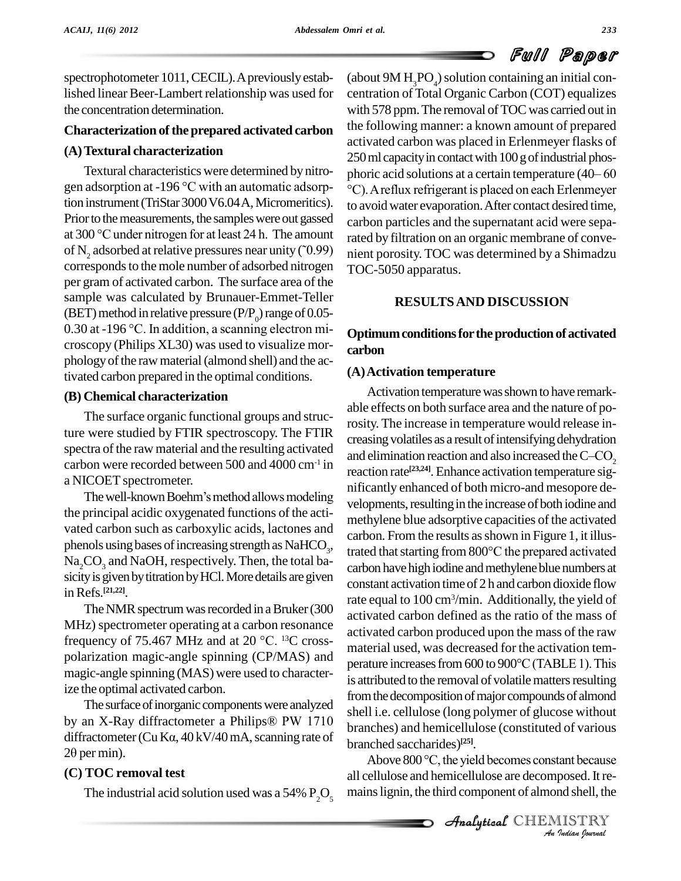spectrophotometer 1011, CECIL). A previously established linear Beer-Lambert relationship was used for the concentration determination.

### Characterization of the prepared activated carbon

#### (A) Textural characterization

Textural characteristics were determined by nitrogen adsorption at -196 °C with an automatic adsorption instrument (TriStar 3000 V6.04 A, Micromeritics). Prior to the measurements, the samples were out gassed at 300 °C under nitrogen for at least 24 h. The amount of $N_2$ adsorbed at relative pressures near unity (˜0.99) corresponds to the mole number of adsorbed nitrogen per gram of activated carbon. The surface area of the sample was calculated by Brunauer-Emmet-Teller (BET) method in relative pressure ($P/P_0$) range of 0.05-0.30 at -196 °C. In addition, a scanning electron microscopy (Philips XL30) was used to visualize morphology of the raw material (almond shell) and the activated carbon prepared in the optimal conditions.

#### (B) Chemical characterization

The surface organic functional groups and structure were studied by FTIR spectroscopy. The FTIR spectra of the raw material and the resulting activated carbon were recorded between 500 and 4000 $cm^{-1}$ in a NICOET spectrometer.

The well-known Boehm's method allows modeling the principal acidic oxygenated functions of the activated carbon such as carboxylic acids, lactones and phenols using bases of increasing strength as $NaHCO_3$, $Na_2CO_3$ and NaOH, respectively. Then, the total basicity is given by titration by HCl. More details are given in Refs.[21,22].

The NMR spectrum was recorded in a Bruker (300 MHz) spectrometer operating at a carbon resonance frequency of 75.467 MHz and at 20 °C. $^{13}C$ cross-polarization magic-angle spinning (CP/MAS) and magic-angle spinning (MAS) were used to characterize the optimal activated carbon.

The surface of inorganic components were analyzed by an X-Ray diffractometer a Philips® PW 1710 diffractometer (Cu Kα, 40 kV/40 mA, scanning rate of 2θ per min).

#### (C) TOC removal test

The industrial acid solution used was a 54% $P_2O_5$ (about 9M $H_3PO_4$) solution containing an initial concentration of Total Organic Carbon (COT) equalizes with 578 ppm. The removal of TOC was carried out in the following manner: a known amount of prepared activated carbon was placed in Erlenmeyer flasks of 250 ml capacity in contact with 100 g of industrial phosphoric acid solutions at a certain temperature (40– 60 °C). A reflux refrigerant is placed on each Erlenmeyer to avoid water evaporation. After contact desired time, carbon particles and the supernatant acid were separated by filtration on an organic membrane of convenient porosity. TOC was determined by a Shimadzu TOC-5050 apparatus.

## RESULTS AND DISCUSSION

### Optimum conditions for the production of activated carbon

#### (A) Activation temperature

Activation temperature was shown to have remarkable effects on both surface area and the nature of porosity. The increase in temperature would release increasing volatiles as a result of intensifying dehydration and elimination reaction and also increased the C–$CO_2$ reaction rate[23,24]. Enhance activation temperature significantly enhanced of both micro-and mesopore developments, resulting in the increase of both iodine and methylene blue adsorptive capacities of the activated carbon. From the results as shown in Figure 1, it illustrated that starting from 800°C the prepared activated carbon have high iodine and methylene blue numbers at constant activation time of 2 h and carbon dioxide flow rate equal to 100 $cm^3$/min. Additionally, the yield of activated carbon defined as the ratio of the mass of activated carbon produced upon the mass of the raw material used, was decreased for the activation temperature increases from 600 to 900°C (TABLE 1). This is attributed to the removal of volatile matters resulting from the decomposition of major compounds of almond shell i.e. cellulose (long polymer of glucose without branches) and hemicellulose (constituted of various branched saccharides)[25].

Above 800 °C, the yield becomes constant because all cellulose and hemicellulose are decomposed. It remains lignin, the third component of almond shell, the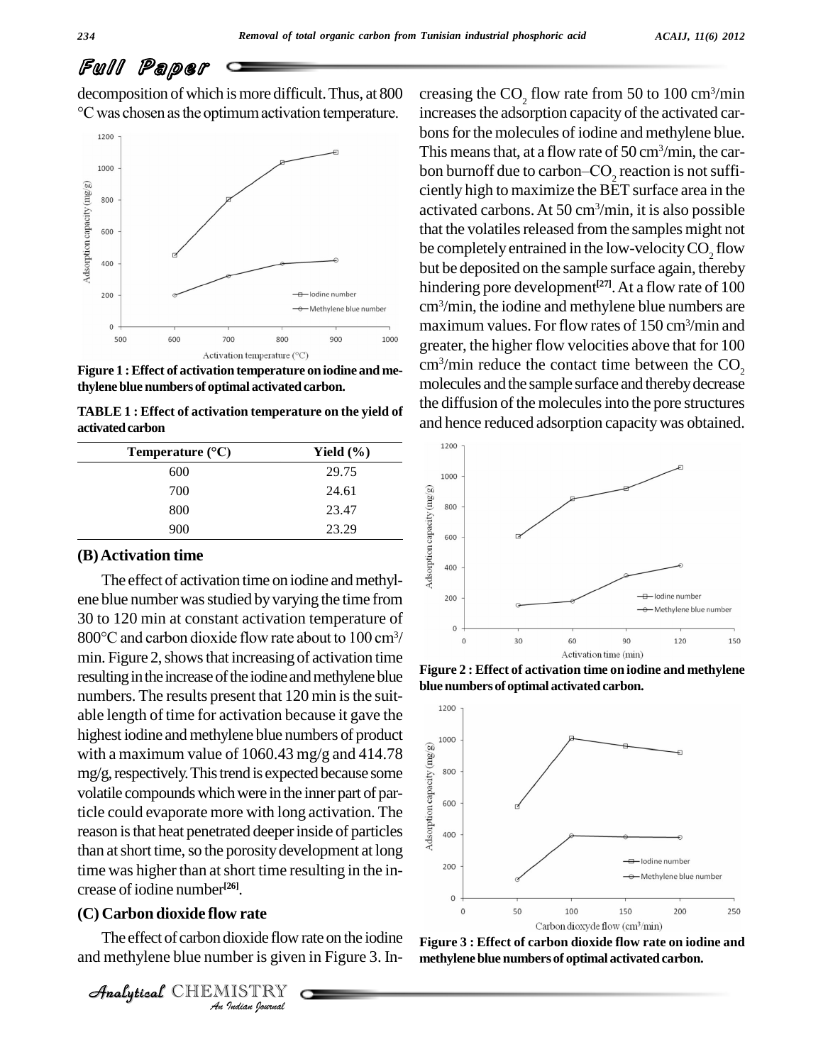decomposition of which is more difficult. Thus, at 800 °C was chosen as the optimum activation temperature.

**Figure 1 : Effect of activation temperature on iodine and methylene blue numbers of optimal activated carbon.**

**TABLE 1 : Effect of activation temperature on the yield of activated carbon**

| Temperature (°C) | Yield (%) |
|---|---|
| 600 | 29.75 |
| 700 | 24.61 |
| 800 | 23.47 |
| 900 | 23.29 |

### (B) Activation time

The effect of activation time on iodine and methylene blue number was studied by varying the time from 30 to 120 min at constant activation temperature of 800°C and carbon dioxide flow rate about to 100 $cm^3$/min. Figure 2, shows that increasing of activation time resulting in the increase of the iodine and methylene blue numbers. The results present that 120 min is the suitable length of time for activation because it gave the highest iodine and methylene blue numbers of product with a maximum value of 1060.43 mg/g and 414.78 mg/g, respectively. This trend is expected because some volatile compounds which were in the inner part of particle could evaporate more with long activation. The reason is that heat penetrated deeper inside of particles than at short time, so the porosity development at long time was higher than at short time resulting in the increase of iodine number[26].

### (C) Carbon dioxide flow rate

The effect of carbon dioxide flow rate on the iodine and methylene blue number is given in Figure 3. Increasing the $CO_2$ flow rate from 50 to 100 $cm^3$/min increases the adsorption capacity of the activated carbons for the molecules of iodine and methylene blue. This means that, at a flow rate of 50 $cm^3$/min, the carbon burnoff due to carbon–$CO_2$ reaction is not sufficiently high to maximize the BET surface area in the activated carbons. At 50 $cm^3$/min, it is also possible that the volatiles released from the samples might not be completely entrained in the low-velocity $CO_2$ flow but be deposited on the sample surface again, thereby hindering pore development[27]. At a flow rate of 100 $cm^3$/min, the iodine and methylene blue numbers are maximum values. For flow rates of 150 $cm^3$/min and greater, the higher flow velocities above that for 100 $cm^3$/min reduce the contact time between the $CO_2$ molecules and the sample surface and thereby decrease the diffusion of the molecules into the pore structures and hence reduced adsorption capacity was obtained.

**Figure 2 : Effect of activation time on iodine and methylene blue numbers of optimal activated carbon.**

**Figure 3 : Effect of carbon dioxide flow rate on iodine and methylene blue numbers of optimal activated carbon.**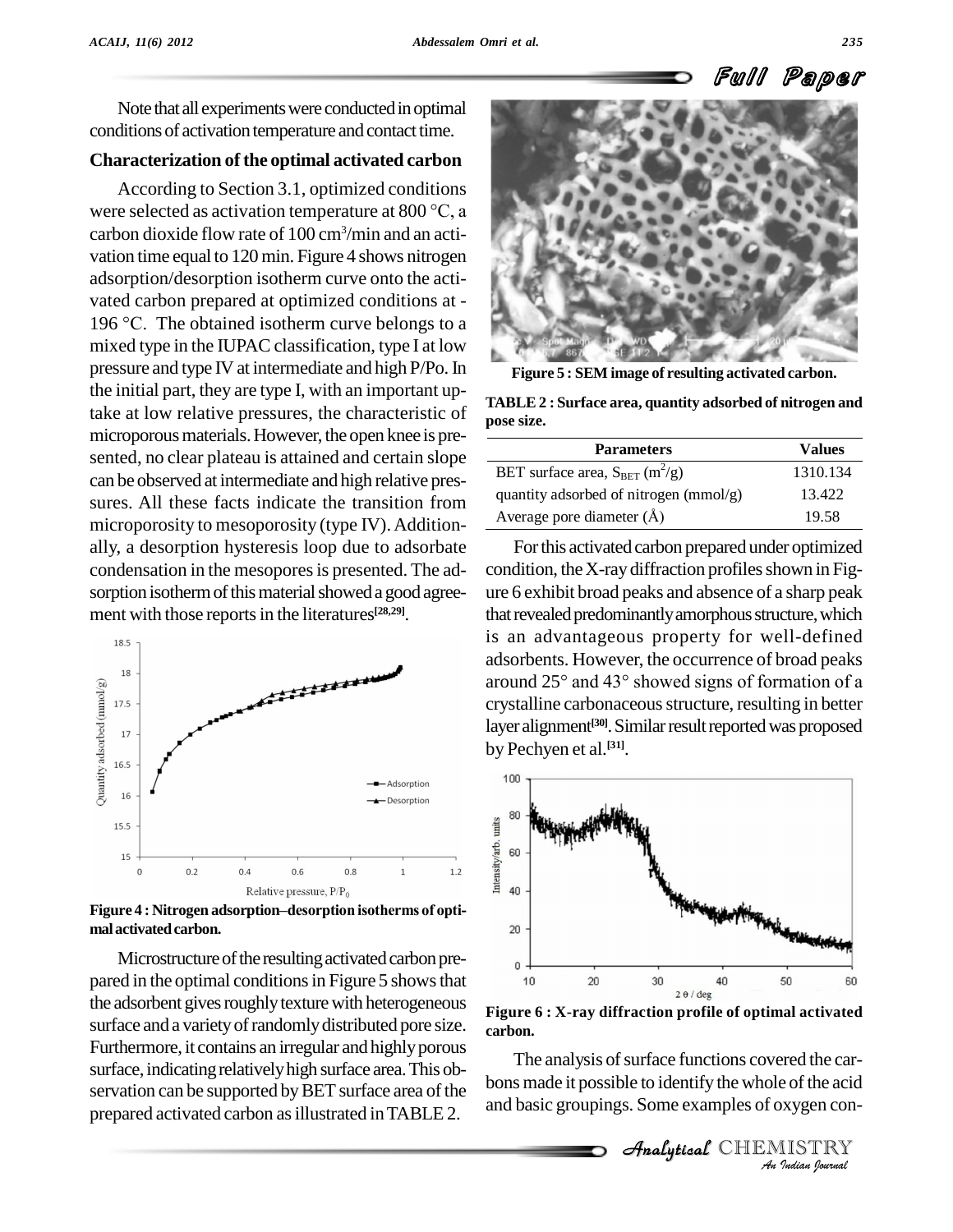Note that all experiments were conducted in optimal conditions of activation temperature and contact time.

## Characterization of the optimal activated carbon

According to Section 3.1, optimized conditions were selected as activation temperature at 800 °C, a carbon dioxide flow rate of 100 $cm^3$/min and an activation time equal to 120 min. Figure 4 shows nitrogen adsorption/desorption isotherm curve onto the activated carbon prepared at optimized conditions at -196 °C. The obtained isotherm curve belongs to a mixed type in the IUPAC classification, type I at low pressure and type IV at intermediate and high P/Po. In the initial part, they are type I, with an important uptake at low relative pressures, the characteristic of microporous materials. However, the open knee is presented, no clear plateau is attained and certain slope can be observed at intermediate and high relative pressures. All these facts indicate the transition from microporosity to mesoporosity (type IV). Additionally, a desorption hysteresis loop due to adsorbate condensation in the mesopores is presented. The adsorption isotherm of this material showed a good agreement with those reports in the literatures[28,29].

Figure 4 : Nitrogen adsorption–desorption isotherms of optimal activated carbon.

Microstructure of the resulting activated carbon prepared in the optimal conditions in Figure 5 shows that the adsorbent gives roughly texture with heterogeneous surface and a variety of randomly distributed pore size. Furthermore, it contains an irregular and highly porous surface, indicating relatively high surface area. This observation can be supported by BET surface area of the prepared activated carbon as illustrated in TABLE 2.

Figure 5 : SEM image of resulting activated carbon.

TABLE 2 : Surface area, quantity adsorbed of nitrogen and pose size.

| Parameters | Values |
|---|---|
| BET surface area, $S_{BET}$ ($m^2$/g) | 1310.134 |
| quantity adsorbed of nitrogen (mmol/g) | 13.422 |
| Average pore diameter (Å) | 19.58 |

For this activated carbon prepared under optimized condition, the X-ray diffraction profiles shown in Figure 6 exhibit broad peaks and absence of a sharp peak that revealed predominantly amorphous structure, which is an advantageous property for well-defined adsorbents. However, the occurrence of broad peaks around 25° and 43° showed signs of formation of a crystalline carbonaceous structure, resulting in better layer alignment[30]. Similar result reported was proposed by Pechyen et al.[31].

Figure 6 : X-ray diffraction profile of optimal activated carbon.

The analysis of surface functions covered the carbons made it possible to identify the whole of the acid and basic groupings. Some examples of oxygen con-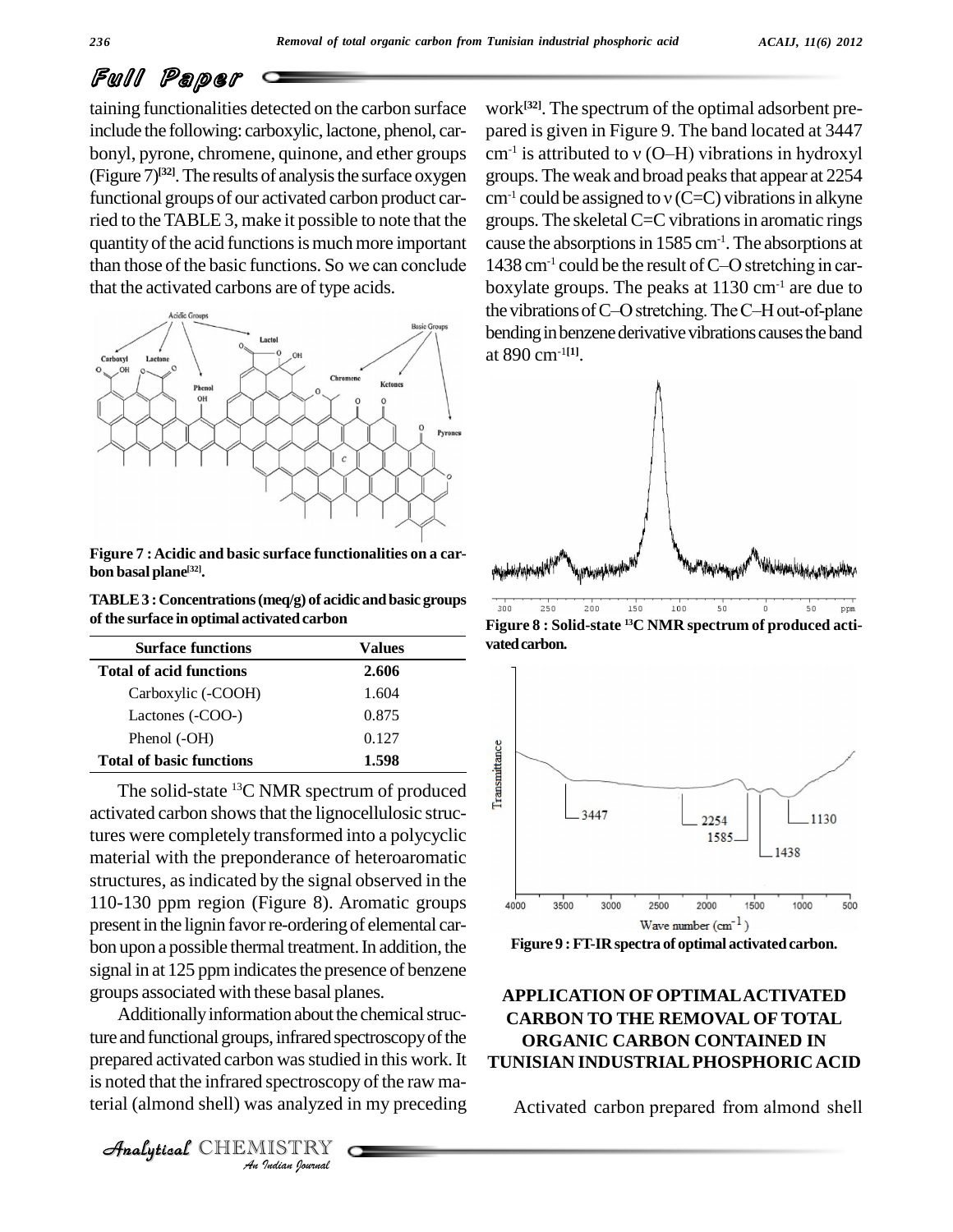taining functionalities detected on the carbon surface include the following: carboxylic, lactone, phenol, carbonyl, pyrone, chromene, quinone, and ether groups (Figure 7)[32]. The results of analysis the surface oxygen functional groups of our activated carbon product carried to the TABLE 3, make it possible to note that the quantity of the acid functions is much more important than those of the basic functions. So we can conclude that the activated carbons are of type acids.

Figure 7 : Acidic and basic surface functionalities on a carbon basal plane[32].

TABLE 3 : Concentrations (meq/g) of acidic and basic groups of the surface in optimal activated carbon

| Surface functions | Values |
|---|---|
| **Total of acid functions** | **2.606** |
| Carboxylic (-COOH) | 1.604 |
| Lactones (-COO-) | 0.875 |
| Phenol (-OH) | 0.127 |
| **Total of basic functions** | **1.598** |

The solid-state $^{13}C$ NMR spectrum of produced activated carbon shows that the lignocellulosic structures were completely transformed into a polycyclic material with the preponderance of heteroaromatic structures, as indicated by the signal observed in the 110-130 ppm region (Figure 8). Aromatic groups present in the lignin favor re-ordering of elemental carbon upon a possible thermal treatment. In addition, the signal in at 125 ppm indicates the presence of benzene groups associated with these basal planes.

Additionally information about the chemical structure and functional groups, infrared spectroscopy of the prepared activated carbon was studied in this work. It is noted that the infrared spectroscopy of the raw material (almond shell) was analyzed in my preceding work[32]. The spectrum of the optimal adsorbent prepared is given in Figure 9. The band located at 3447 $cm^{-1}$ is attributed to ν (O–H) vibrations in hydroxyl groups. The weak and broad peaks that appear at 2254 $cm^{-1}$ could be assigned to ν (C=C) vibrations in alkyne groups. The skeletal C=C vibrations in aromatic rings cause the absorptions in 1585 $cm^{-1}$. The absorptions at 1438 $cm^{-1}$ could be the result of C–O stretching in carboxylate groups. The peaks at 1130 $cm^{-1}$ are due to the vibrations of C–O stretching. The C–H out-of-plane bending in benzene derivative vibrations causes the band at 890 $cm^{-1}$[1].

Figure 8 : Solid-state $^{13}C$ NMR spectrum of produced activated carbon.

Figure 9 : FT-IR spectra of optimal activated carbon.

## APPLICATION OF OPTIMAL ACTIVATED CARBON TO THE REMOVAL OF TOTAL ORGANIC CARBON CONTAINED IN TUNISIAN INDUSTRIAL PHOSPHORIC ACID

Activated carbon prepared from almond shell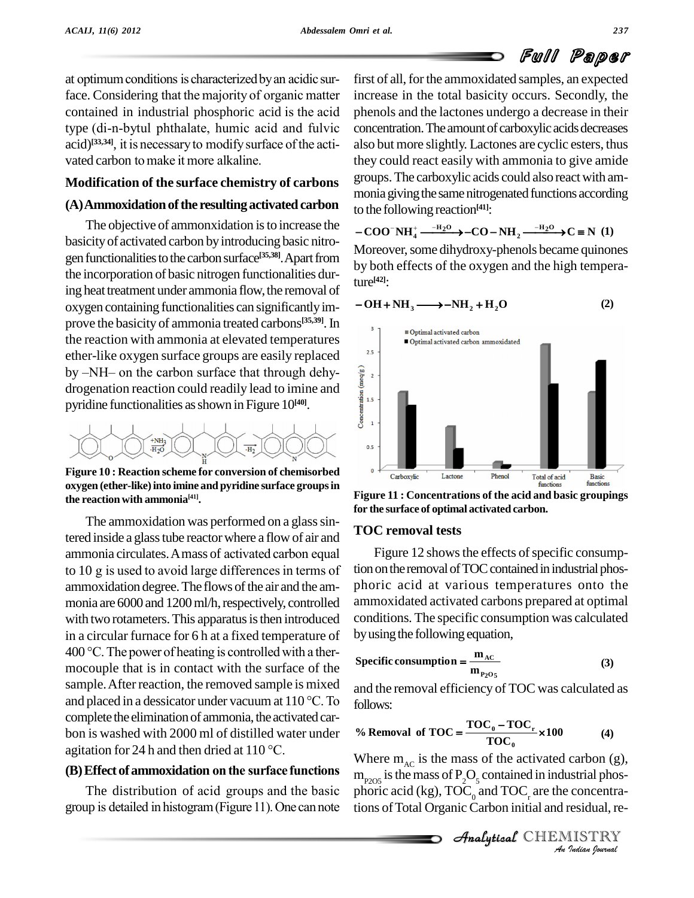at optimum conditions is characterized by an acidic surface. Considering that the majority of organic matter contained in industrial phosphoric acid is the acid type (di-n-bytul phthalate, humic acid and fulvic acid)[33,34], it is necessary to modify surface of the activated carbon to make it more alkaline.

## Modification of the surface chemistry of carbons

### (A) Ammoxidation of the resulting activated carbon

The objective of ammonxidation is to increase the basicity of activated carbon by introducing basic nitrogen functionalities to the carbon surface[35,38]. Apart from the incorporation of basic nitrogen functionalities during heat treatment under ammonia flow, the removal of oxygen containing functionalities can significantly improve the basicity of ammonia treated carbons[35,39]. In the reaction with ammonia at elevated temperatures ether-like oxygen surface groups are easily replaced by –NH– on the carbon surface that through dehydrogenation reaction could readily lead to imine and pyridine functionalities as shown in Figure 10[40].

**Figure 10 : Reaction scheme for conversion of chemisorbed oxygen (ether-like) into imine and pyridine surface groups in the reaction with ammonia[41].**

The ammoxidation was performed on a glass sintered inside a glass tube reactor where a flow of air and ammonia circulates. A mass of activated carbon equal to 10 g is used to avoid large differences in terms of ammoxidation degree. The flows of the air and the ammonia are 6000 and 1200 ml/h, respectively, controlled with two rotameters. This apparatus is then introduced in a circular furnace for 6 h at a fixed temperature of 400 °C. The power of heating is controlled with a thermocouple that is in contact with the surface of the sample. After reaction, the removed sample is mixed and placed in a dessicator under vacuum at 110 °C. To complete the elimination of ammonia, the activated carbon is washed with 2000 ml of distilled water under agitation for 24 h and then dried at 110 °C.

### (B) Effect of ammoxidation on the surface functions

The distribution of acid groups and the basic group is detailed in histogram (Figure 11). One can note first of all, for the ammoxidated samples, an expected increase in the total basicity occurs. Secondly, the phenols and the lactones undergo a decrease in their concentration. The amount of carboxylic acids decreases also but more slightly. Lactones are cyclic esters, thus they could react easily with ammonia to give amide groups. The carboxylic acids could also react with ammonia giving the same nitrogenated functions according to the following reaction[41]:

$$-COO^{-}NH_4^{+} \xrightarrow{-H_2O} -CO-NH_2 \xrightarrow{-H_2O} C\equiv N \quad (1)$$

Moreover, some dihydroxy-phenols became quinones by both effects of the oxygen and the high temperature[42]:

$$-OH + NH_3 \longrightarrow -NH_2 + H_2O \quad (2)$$

**Figure 11 : Concentrations of the acid and basic groupings for the surface of optimal activated carbon.**

## TOC removal tests

Figure 12 shows the effects of specific consumption on the removal of TOC contained in industrial phosphoric acid at various temperatures onto the ammoxidated activated carbons prepared at optimal conditions. The specific consumption was calculated by using the following equation,

$$\text{Specific consumption} = \frac{m_{AC}}{m_{P_2O_5}} \quad (3)$$

and the removal efficiency of TOC was calculated as follows:

$$\%\ \text{Removal of TOC} = \frac{TOC_0 - TOC_r}{TOC_0} \times 100 \quad (4)$$

Where $m_{AC}$ is the mass of the activated carbon (g), $m_{P2O5}$ is the mass of $P_2O_5$ contained in industrial phosphoric acid (kg), $TOC_0$ and $TOC_r$ are the concentrations of Total Organic Carbon initial and residual, re-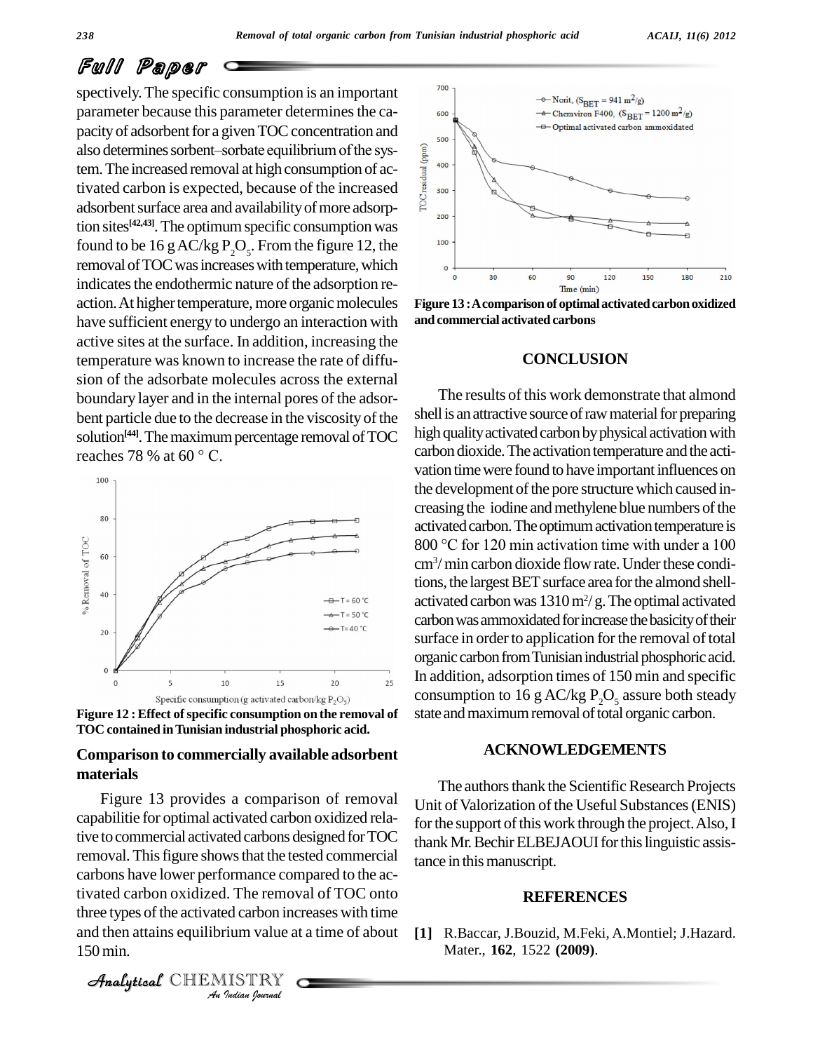spectively. The specific consumption is an important parameter because this parameter determines the capacity of adsorbent for a given TOC concentration and also determines sorbent–sorbate equilibrium of the system. The increased removal at high consumption of activated carbon is expected, because of the increased adsorbent surface area and availability of more adsorption sites[42,43]. The optimum specific consumption was found to be 16 g AC/kg $P_2O_5$. From the figure 12, the removal of TOC was increases with temperature, which indicates the endothermic nature of the adsorption reaction. At higher temperature, more organic molecules have sufficient energy to undergo an interaction with active sites at the surface. In addition, increasing the temperature was known to increase the rate of diffusion of the adsorbate molecules across the external boundary layer and in the internal pores of the adsorbent particle due to the decrease in the viscosity of the solution[44]. The maximum percentage removal of TOC reaches 78 % at 60 ° C.

**Figure 12 : Effect of specific consumption on the removal of TOC contained in Tunisian industrial phosphoric acid.**

### Comparison to commercially available adsorbent materials

Figure 13 provides a comparison of removal capabilitie for optimal activated carbon oxidized relative to commercial activated carbons designed for TOC removal. This figure shows that the tested commercial carbons have lower performance compared to the activated carbon oxidized. The removal of TOC onto three types of the activated carbon increases with time and then attains equilibrium value at a time of about 150 min.

**Figure 13 : A comparison of optimal activated carbon oxidized and commercial activated carbons**

## CONCLUSION

The results of this work demonstrate that almond shell is an attractive source of raw material for preparing high quality activated carbon by physical activation with carbon dioxide. The activation temperature and the activation time were found to have important influences on the development of the pore structure which caused increasing the iodine and methylene blue numbers of the activated carbon. The optimum activation temperature is 800 °C for 120 min activation time with under a 100 $cm^3$/ min carbon dioxide flow rate. Under these conditions, the largest BET surface area for the almond shell-activated carbon was 1310 $m^2$/ g. The optimal activated carbon was ammoxidated for increase the basicity of their surface in order to application for the removal of total organic carbon from Tunisian industrial phosphoric acid. In addition, adsorption times of 150 min and specific consumption to 16 g AC/kg $P_2O_5$ assure both steady state and maximum removal of total organic carbon.

## ACKNOWLEDGEMENTS

The authors thank the Scientific Research Projects Unit of Valorization of the Useful Substances (ENIS) for the support of this work through the project. Also, I thank Mr. Bechir ELBEJAOUI for this linguistic assistance in this manuscript.

## REFERENCES

[1] R.Baccar, J.Bouzid, M.Feki, A.Montiel; J.Hazard. Mater., **162**, 1522 **(2009)**.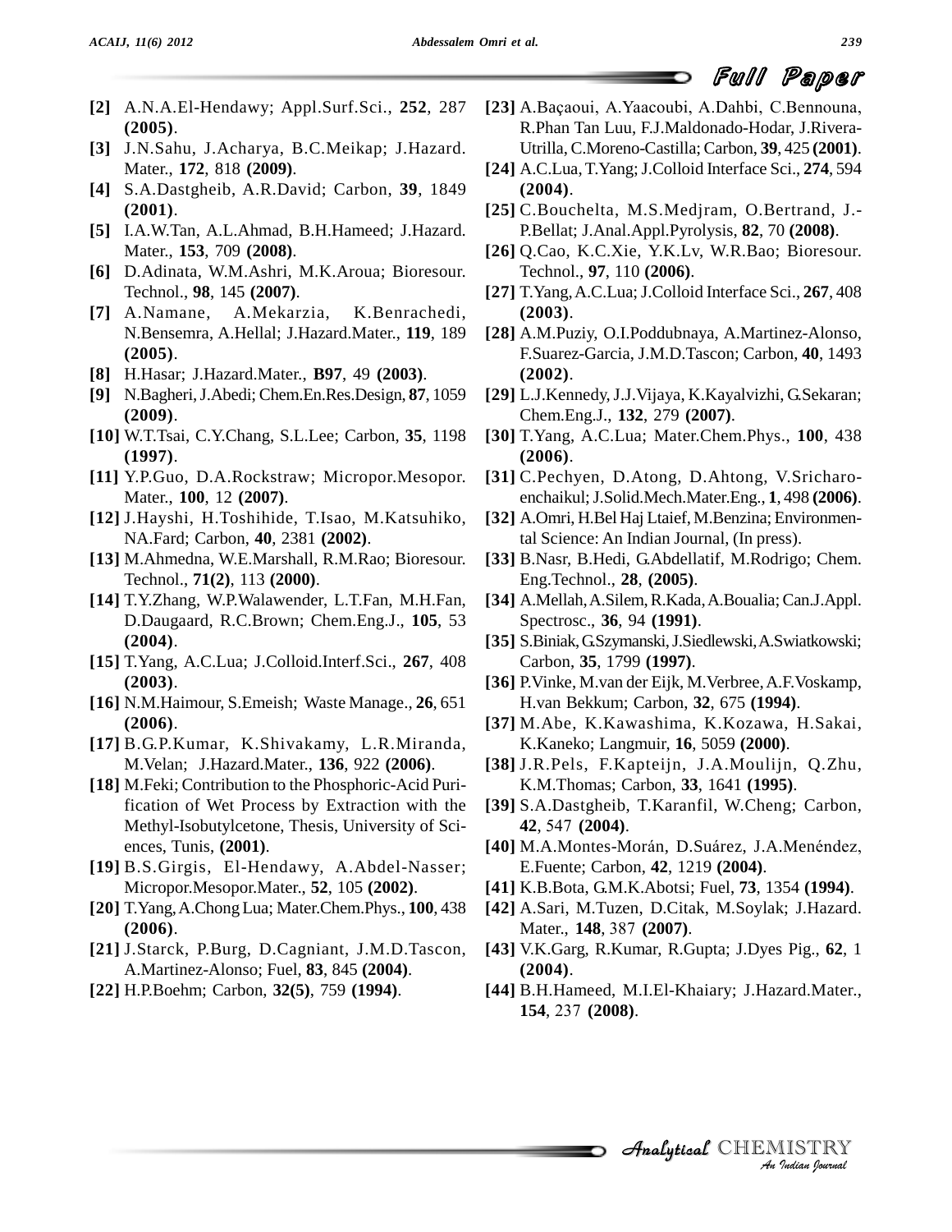**[2]** A.N.A.El-Hendawy; Appl.Surf.Sci., **252**, 287 **(2005)**.

**[3]** J.N.Sahu, J.Acharya, B.C.Meikap; J.Hazard. Mater., **172**, 818 **(2009)**.

**[4]** S.A.Dastgheib, A.R.David; Carbon, **39**, 1849 **(2001)**.

**[5]** I.A.W.Tan, A.L.Ahmad, B.H.Hameed; J.Hazard. Mater., **153**, 709 **(2008)**.

**[6]** D.Adinata, W.M.Ashri, M.K.Aroua; Bioresour. Technol., **98**, 145 **(2007)**.

**[7]** A.Namane, A.Mekarzia, K.Benrachedi, N.Bensemra, A.Hellal; J.Hazard.Mater., **119**, 189 **(2005)**.

**[8]** H.Hasar; J.Hazard.Mater., **B97**, 49 **(2003)**.

**[9]** N.Bagheri, J.Abedi; Chem.En.Res.Design, **87**, 1059 **(2009)**.

**[10]** W.T.Tsai, C.Y.Chang, S.L.Lee; Carbon, **35**, 1198 **(1997)**.

**[11]** Y.P.Guo, D.A.Rockstraw; Micropor.Mesopor. Mater., **100**, 12 **(2007)**.

**[12]** J.Hayshi, H.Toshihide, T.Isao, M.Katsuhiko, NA.Fard; Carbon, **40**, 2381 **(2002)**.

**[13]** M.Ahmedna, W.E.Marshall, R.M.Rao; Bioresour. Technol., **71(2)**, 113 **(2000)**.

**[14]** T.Y.Zhang, W.P.Walawender, L.T.Fan, M.H.Fan, D.Daugaard, R.C.Brown; Chem.Eng.J., **105**, 53 **(2004)**.

**[15]** T.Yang, A.C.Lua; J.Colloid.Interf.Sci., **267**, 408 **(2003)**.

**[16]** N.M.Haimour, S.Emeish; Waste Manage., **26**, 651 **(2006)**.

**[17]** B.G.P.Kumar, K.Shivakamy, L.R.Miranda, M.Velan; J.Hazard.Mater., **136**, 922 **(2006)**.

**[18]** M.Feki; Contribution to the Phosphoric-Acid Purification of Wet Process by Extraction with the Methyl-Isobutylcetone, Thesis, University of Sciences, Tunis, **(2001)**.

**[19]** B.S.Girgis, El-Hendawy, A.Abdel-Nasser; Micropor.Mesopor.Mater., **52**, 105 **(2002)**.

**[20]** T.Yang, A.Chong Lua; Mater.Chem.Phys., **100**, 438 **(2006)**.

**[21]** J.Starck, P.Burg, D.Cagniant, J.M.D.Tascon, A.Martinez-Alonso; Fuel, **83**, 845 **(2004)**.

**[22]** H.P.Boehm; Carbon, **32(5)**, 759 **(1994)**.

**[23]** A.Baçaoui, A.Yaacoubi, A.Dahbi, C.Bennouna, R.Phan Tan Luu, F.J.Maldonado-Hodar, J.Rivera-Utrilla, C.Moreno-Castilla; Carbon, **39**, 425 **(2001)**.

**[24]** A.C.Lua, T.Yang; J.Colloid Interface Sci., **274**, 594 **(2004)**.

**[25]** C.Bouchelta, M.S.Medjram, O.Bertrand, J.-P.Bellat; J.Anal.Appl.Pyrolysis, **82**, 70 **(2008)**.

**[26]** Q.Cao, K.C.Xie, Y.K.Lv, W.R.Bao; Bioresour. Technol., **97**, 110 **(2006)**.

**[27]** T.Yang, A.C.Lua; J.Colloid Interface Sci., **267**, 408 **(2003)**.

**[28]** A.M.Puziy, O.I.Poddubnaya, A.Martinez-Alonso, F.Suarez-Garcia, J.M.D.Tascon; Carbon, **40**, 1493 **(2002)**.

**[29]** L.J.Kennedy, J.J.Vijaya, K.Kayalvizhi, G.Sekaran; Chem.Eng.J., **132**, 279 **(2007)**.

**[30]** T.Yang, A.C.Lua; Mater.Chem.Phys., **100**, 438 **(2006)**.

**[31]** C.Pechyen, D.Atong, D.Ahtong, V.Sricharoenchaikul; J.Solid.Mech.Mater.Eng., **1**, 498 **(2006)**.

**[32]** A.Omri, H.Bel Haj Ltaief, M.Benzina; Environmental Science: An Indian Journal, (In press).

**[33]** B.Nasr, B.Hedi, G.Abdellatif, M.Rodrigo; Chem. Eng.Technol., **28**, **(2005)**.

**[34]** A.Mellah, A.Silem, R.Kada, A.Boualia; Can.J.Appl. Spectrosc., **36**, 94 **(1991)**.

**[35]** S.Biniak, G.Szymanski, J.Siedlewski, A.Swiatkowski; Carbon, **35**, 1799 **(1997)**.

**[36]** P.Vinke, M.van der Eijk, M.Verbree, A.F.Voskamp, H.van Bekkum; Carbon, **32**, 675 **(1994)**.

**[37]** M.Abe, K.Kawashima, K.Kozawa, H.Sakai, K.Kaneko; Langmuir, **16**, 5059 **(2000)**.

**[38]** J.R.Pels, F.Kapteijn, J.A.Moulijn, Q.Zhu, K.M.Thomas; Carbon, **33**, 1641 **(1995)**.

**[39]** S.A.Dastgheib, T.Karanfil, W.Cheng; Carbon, **42**, 547 **(2004)**.

**[40]** M.A.Montes-Morán, D.Suárez, J.A.Menéndez, E.Fuente; Carbon, **42**, 1219 **(2004)**.

**[41]** K.B.Bota, G.M.K.Abotsi; Fuel, **73**, 1354 **(1994)**.

**[42]** A.Sari, M.Tuzen, D.Citak, M.Soylak; J.Hazard. Mater., **148**, 387 **(2007)**.

**[43]** V.K.Garg, R.Kumar, R.Gupta; J.Dyes Pig., **62**, 1 **(2004)**.

**[44]** B.H.Hameed, M.I.El-Khaiary; J.Hazard.Mater., **154**, 237 **(2008)**.